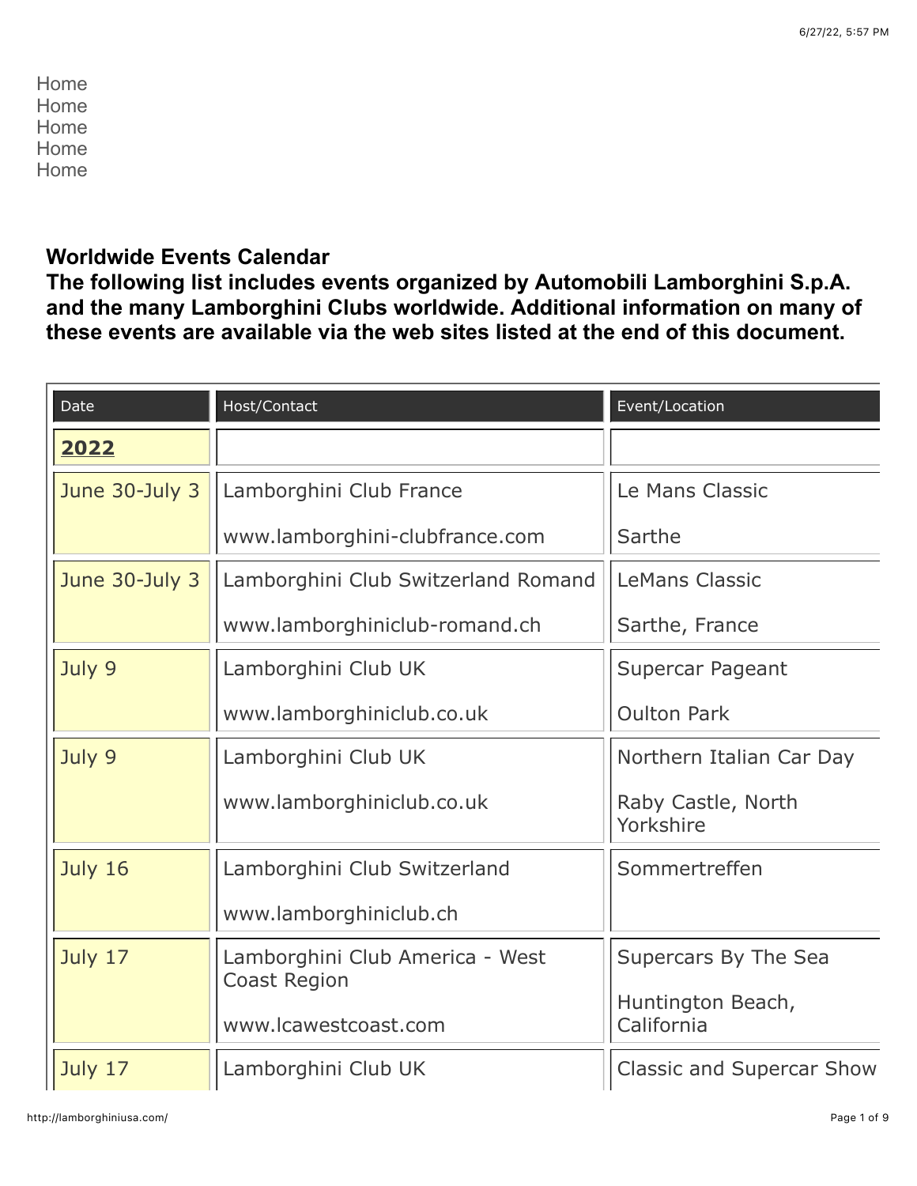Home
Home
Home
Home
Home

**Worldwide Events Calendar**

**The following list includes events organized by Automobili Lamborghini S.p.A. and the many Lamborghini Clubs worldwide. Additional information on many of these events are available via the web sites listed at the end of this document.**

| Date | Host/Contact | Event/Location |
|---|---|---|
| **2022** | | |
| June 30-July 3 | Lamborghini Club France<br>www.lamborghini-clubfrance.com | Le Mans Classic<br>Sarthe |
| June 30-July 3 | Lamborghini Club Switzerland Romand<br>www.lamborghiniclub-romand.ch | LeMans Classic<br>Sarthe, France |
| July 9 | Lamborghini Club UK<br>www.lamborghiniclub.co.uk | Supercar Pageant<br>Oulton Park |
| July 9 | Lamborghini Club UK<br>www.lamborghiniclub.co.uk | Northern Italian Car Day<br>Raby Castle, North Yorkshire |
| July 16 | Lamborghini Club Switzerland<br>www.lamborghiniclub.ch | Sommertreffen |
| July 17 | Lamborghini Club America - West Coast Region<br>www.lcawestcoast.com | Supercars By The Sea<br>Huntington Beach, California |
| July 17 | Lamborghini Club UK | Classic and Supercar Show |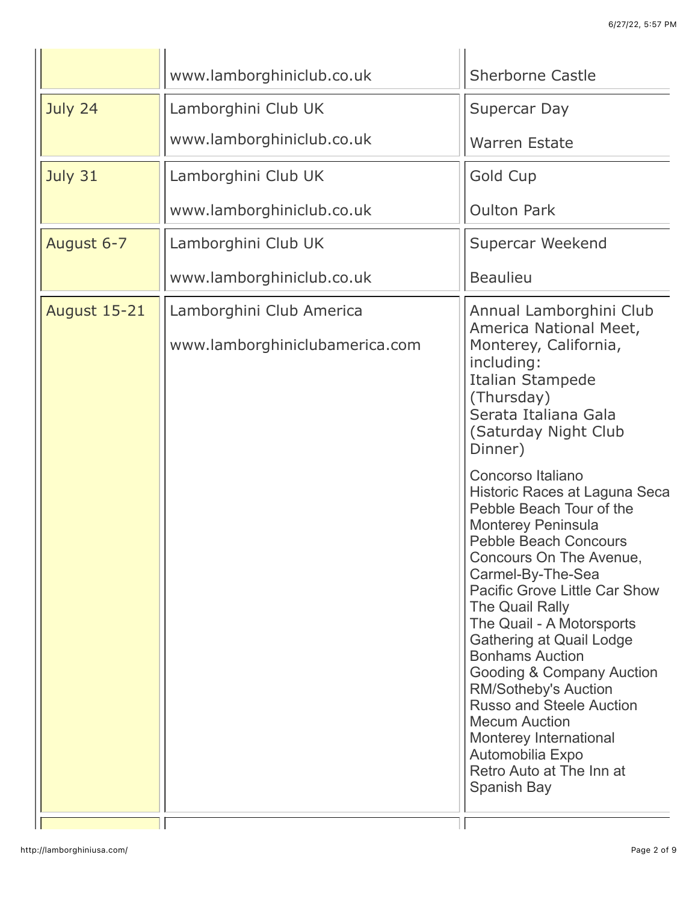| | | |
|---|---|---|
| | www.lamborghiniclub.co.uk | Sherborne Castle |
| July 24 | Lamborghini Club UK<br>www.lamborghiniclub.co.uk | Supercar Day<br>Warren Estate |
| July 31 | Lamborghini Club UK<br>www.lamborghiniclub.co.uk | Gold Cup<br>Oulton Park |
| August 6-7 | Lamborghini Club UK<br>www.lamborghiniclub.co.uk | Supercar Weekend<br>Beaulieu |
| August 15-21 | Lamborghini Club America<br>www.lamborghiniclubamerica.com | Annual Lamborghini Club America National Meet, Monterey, California, including:<br>Italian Stampede (Thursday)<br>Serata Italiana Gala (Saturday Night Club Dinner)<br><br>Concorso Italiano<br>Historic Races at Laguna Seca<br>Pebble Beach Tour of the Monterey Peninsula<br>Pebble Beach Concours<br>Concours On The Avenue, Carmel-By-The-Sea<br>Pacific Grove Little Car Show<br>The Quail Rally<br>The Quail - A Motorsports Gathering at Quail Lodge<br>Bonhams Auction<br>Gooding & Company Auction<br>RM/Sotheby's Auction<br>Russo and Steele Auction<br>Mecum Auction<br>Monterey International Automobilia Expo<br>Retro Auto at The Inn at Spanish Bay |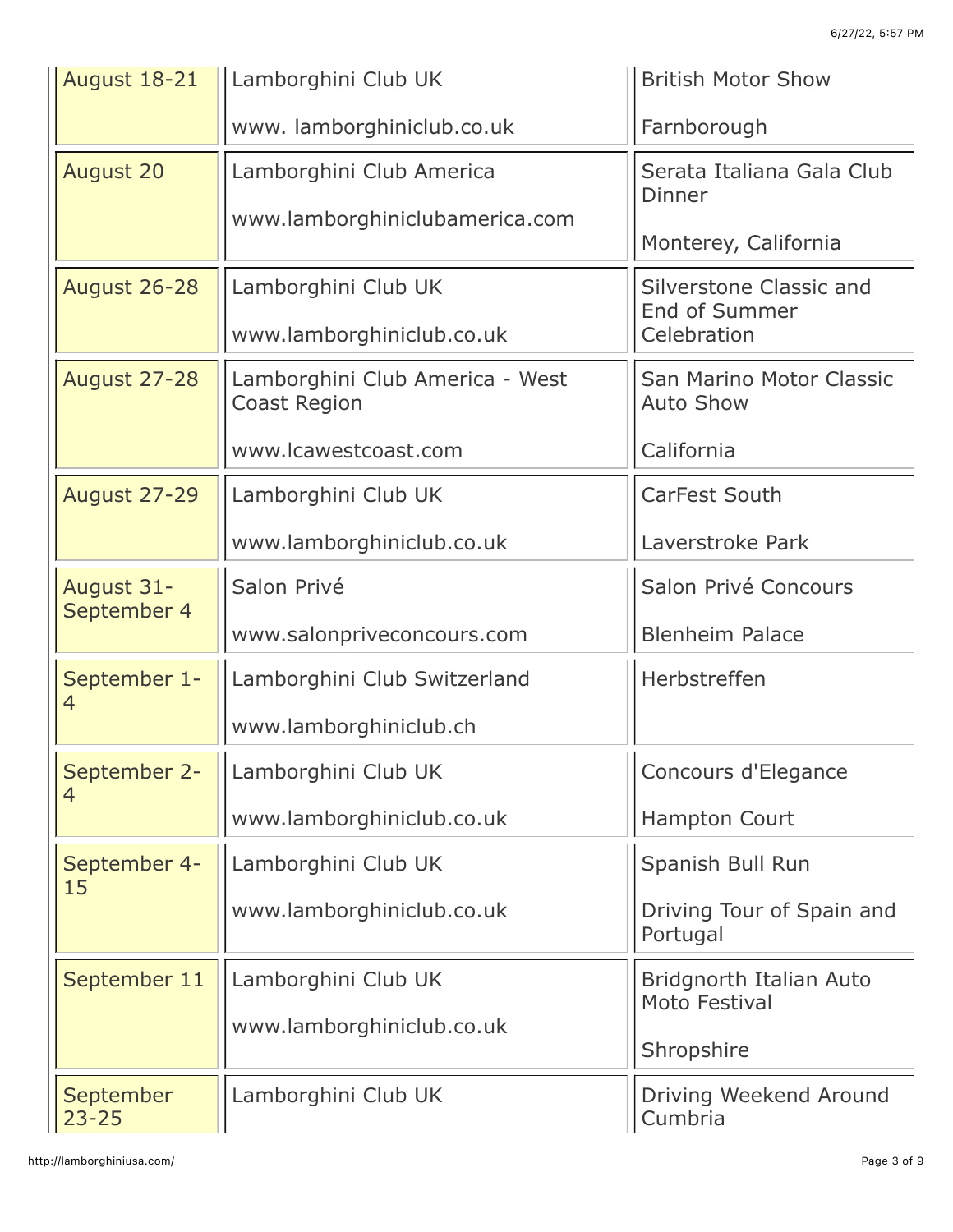| | | |
|---|---|---|
| August 18-21 | Lamborghini Club UK<br><br>www. lamborghiniclub.co.uk | British Motor Show<br><br>Farnborough |
| August 20 | Lamborghini Club America<br><br>www.lamborghiniclubamerica.com | Serata Italiana Gala Club Dinner<br><br>Monterey, California |
| August 26-28 | Lamborghini Club UK<br><br>www.lamborghiniclub.co.uk | Silverstone Classic and End of Summer Celebration |
| August 27-28 | Lamborghini Club America - West Coast Region<br><br>www.lcawestcoast.com | San Marino Motor Classic Auto Show<br><br>California |
| August 27-29 | Lamborghini Club UK<br><br>www.lamborghiniclub.co.uk | CarFest South<br><br>Laverstroke Park |
| August 31-September 4 | Salon Privé<br><br>www.salonpriveconcours.com | Salon Privé Concours<br><br>Blenheim Palace |
| September 1-4 | Lamborghini Club Switzerland<br><br>www.lamborghiniclub.ch | Herbstreffen |
| September 2-4 | Lamborghini Club UK<br><br>www.lamborghiniclub.co.uk | Concours d'Elegance<br><br>Hampton Court |
| September 4-15 | Lamborghini Club UK<br><br>www.lamborghiniclub.co.uk | Spanish Bull Run<br><br>Driving Tour of Spain and Portugal |
| September 11 | Lamborghini Club UK<br><br>www.lamborghiniclub.co.uk | Bridgnorth Italian Auto Moto Festival<br><br>Shropshire |
| September 23-25 | Lamborghini Club UK | Driving Weekend Around Cumbria |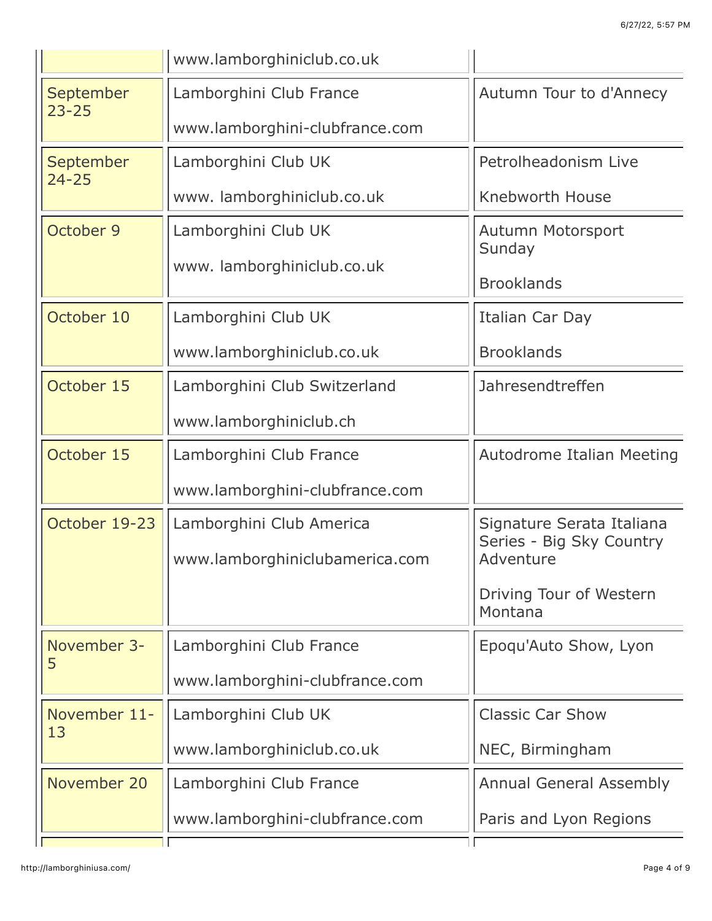| | | |
|---|---|---|
| | www.lamborghiniclub.co.uk | |
| September 23-25 | Lamborghini Club France<br><br>www.lamborghini-clubfrance.com | Autumn Tour to d'Annecy |
| September 24-25 | Lamborghini Club UK<br><br>www. lamborghiniclub.co.uk | Petrolheadonism Live<br><br>Knebworth House |
| October 9 | Lamborghini Club UK<br><br>www. lamborghiniclub.co.uk | Autumn Motorsport Sunday<br><br>Brooklands |
| October 10 | Lamborghini Club UK<br><br>www.lamborghiniclub.co.uk | Italian Car Day<br><br>Brooklands |
| October 15 | Lamborghini Club Switzerland<br><br>www.lamborghiniclub.ch | Jahresendtreffen |
| October 15 | Lamborghini Club France<br><br>www.lamborghini-clubfrance.com | Autodrome Italian Meeting |
| October 19-23 | Lamborghini Club America<br><br>www.lamborghiniclubamerica.com | Signature Serata Italiana Series - Big Sky Country Adventure<br><br>Driving Tour of Western Montana |
| November 3-5 | Lamborghini Club France<br><br>www.lamborghini-clubfrance.com | Epoqu'Auto Show, Lyon |
| November 11-13 | Lamborghini Club UK<br><br>www.lamborghiniclub.co.uk | Classic Car Show<br><br>NEC, Birmingham |
| November 20 | Lamborghini Club France<br><br>www.lamborghini-clubfrance.com | Annual General Assembly<br><br>Paris and Lyon Regions |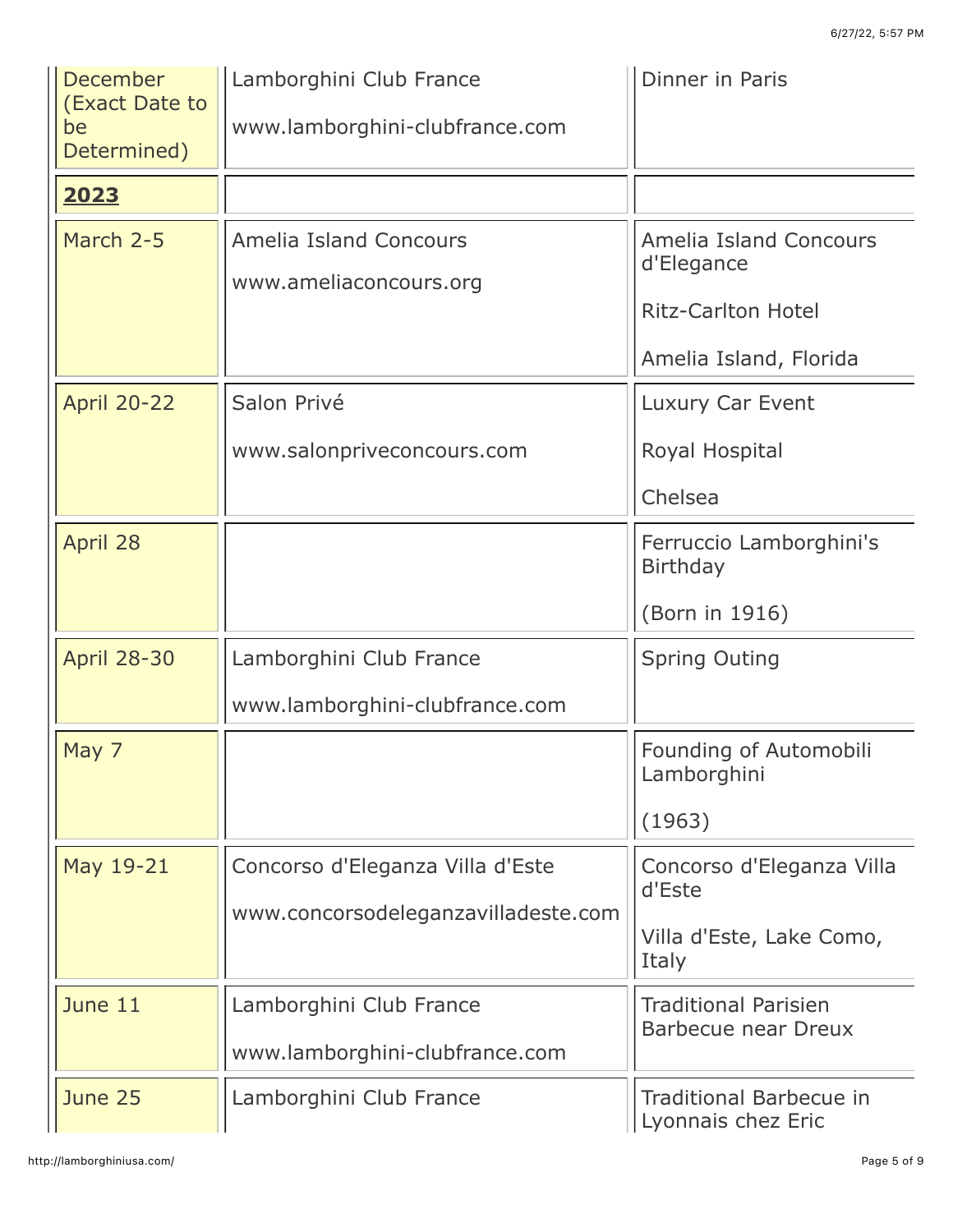| | | |
|---|---|---|
| December (Exact Date to be Determined) | Lamborghini Club France<br><br>www.lamborghini-clubfrance.com | Dinner in Paris |
| **2023** | | |
| March 2-5 | Amelia Island Concours<br><br>www.ameliaconcours.org | Amelia Island Concours d'Elegance<br><br>Ritz-Carlton Hotel<br><br>Amelia Island, Florida |
| April 20-22 | Salon Privé<br><br>www.salonpriveconcours.com | Luxury Car Event<br><br>Royal Hospital<br><br>Chelsea |
| April 28 | | Ferruccio Lamborghini's Birthday<br><br>(Born in 1916) |
| April 28-30 | Lamborghini Club France<br><br>www.lamborghini-clubfrance.com | Spring Outing |
| May 7 | | Founding of Automobili Lamborghini<br><br>(1963) |
| May 19-21 | Concorso d'Eleganza Villa d'Este<br><br>www.concorsodeleganzavilladeste.com | Concorso d'Eleganza Villa d'Este<br><br>Villa d'Este, Lake Como, Italy |
| June 11 | Lamborghini Club France<br><br>www.lamborghini-clubfrance.com | Traditional Parisien Barbecue near Dreux |
| June 25 | Lamborghini Club France | Traditional Barbecue in Lyonnais chez Eric |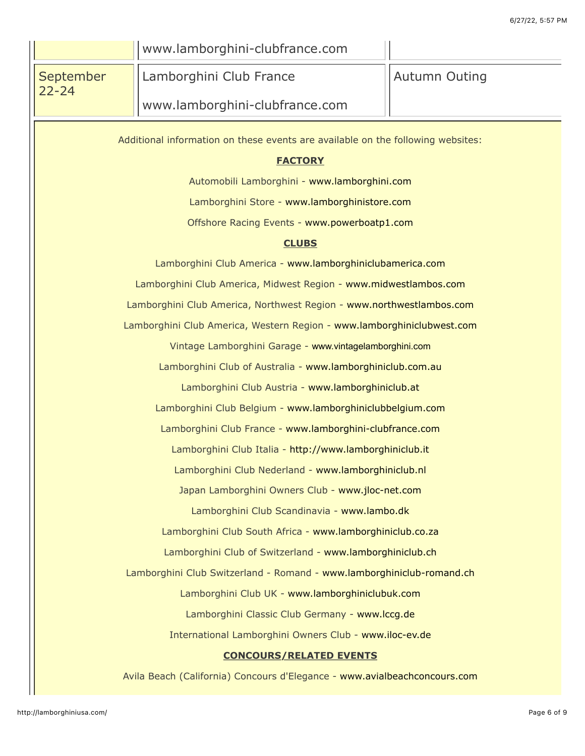| | | |
|---|---|---|
| | www.lamborghini-clubfrance.com | |
| September 22-24 | Lamborghini Club France<br><br>www.lamborghini-clubfrance.com | Autumn Outing |

Additional information on these events are available on the following websites:

**FACTORY**

Automobili Lamborghini - www.lamborghini.com

Lamborghini Store - www.lamborghinistore.com

Offshore Racing Events - www.powerboatp1.com

**CLUBS**

Lamborghini Club America - www.lamborghiniclubamerica.com

Lamborghini Club America, Midwest Region - www.midwestlambos.com

Lamborghini Club America, Northwest Region - www.northwestlambos.com

Lamborghini Club America, Western Region - www.lamborghiniclubwest.com

Vintage Lamborghini Garage - www.vintagelamborghini.com

Lamborghini Club of Australia - www.lamborghiniclub.com.au

Lamborghini Club Austria - www.lamborghiniclub.at

Lamborghini Club Belgium - www.lamborghiniclubbelgium.com

Lamborghini Club France - www.lamborghini-clubfrance.com

Lamborghini Club Italia - http://www.lamborghiniclub.it

Lamborghini Club Nederland - www.lamborghiniclub.nl

Japan Lamborghini Owners Club - www.jloc-net.com

Lamborghini Club Scandinavia - www.lambo.dk

Lamborghini Club South Africa - www.lamborghiniclub.co.za

Lamborghini Club of Switzerland - www.lamborghiniclub.ch

Lamborghini Club Switzerland - Romand - www.lamborghiniclub-romand.ch

Lamborghini Club UK - www.lamborghiniclubuk.com

Lamborghini Classic Club Germany - www.lccg.de

International Lamborghini Owners Club - www.iloc-ev.de

**CONCOURS/RELATED EVENTS**

Avila Beach (California) Concours d'Elegance - www.avialbeachconcours.com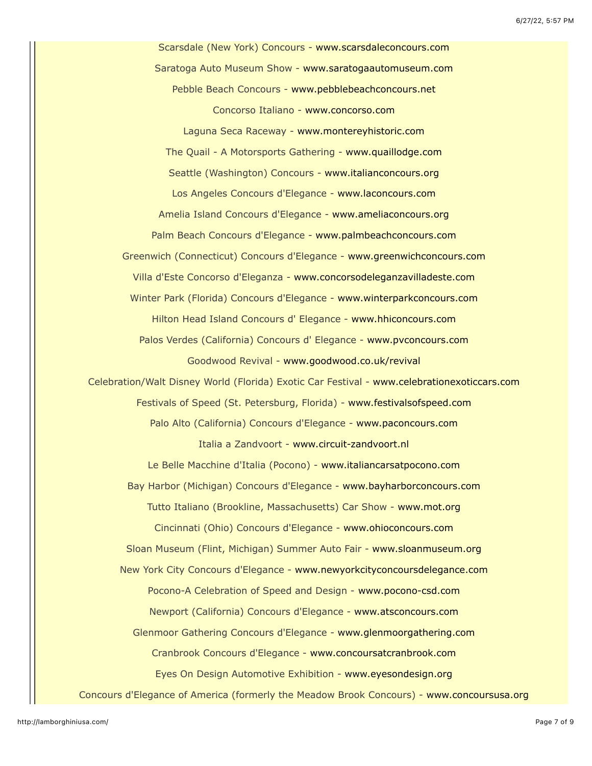Scarsdale (New York) Concours - www.scarsdaleconcours.com

Saratoga Auto Museum Show - www.saratogaautomuseum.com

Pebble Beach Concours - www.pebblebeachconcours.net

Concorso Italiano - www.concorso.com

Laguna Seca Raceway - www.montereyhistoric.com

The Quail - A Motorsports Gathering - www.quaillodge.com

Seattle (Washington) Concours - www.italianconcours.org

Los Angeles Concours d'Elegance - www.laconcours.com

Amelia Island Concours d'Elegance - www.ameliaconcours.org

Palm Beach Concours d'Elegance - www.palmbeachconcours.com

Greenwich (Connecticut) Concours d'Elegance - www.greenwichconcours.com

Villa d'Este Concorso d'Eleganza - www.concorsodeleganzavilladeste.com

Winter Park (Florida) Concours d'Elegance - www.winterparkconcours.com

Hilton Head Island Concours d' Elegance - www.hhiconcours.com

Palos Verdes (California) Concours d' Elegance - www.pvconcours.com

Goodwood Revival - www.goodwood.co.uk/revival

Celebration/Walt Disney World (Florida) Exotic Car Festival - www.celebrationexoticcars.com

Festivals of Speed (St. Petersburg, Florida) - www.festivalsofspeed.com

Palo Alto (California) Concours d'Elegance - www.paconcours.com

Italia a Zandvoort - www.circuit-zandvoort.nl

Le Belle Macchine d'Italia (Pocono) - www.italiancarsatpocono.com

Bay Harbor (Michigan) Concours d'Elegance - www.bayharborconcours.com

Tutto Italiano (Brookline, Massachusetts) Car Show - www.mot.org

Cincinnati (Ohio) Concours d'Elegance - www.ohioconcours.com

Sloan Museum (Flint, Michigan) Summer Auto Fair - www.sloanmuseum.org

New York City Concours d'Elegance - www.newyorkcityconcoursdelegance.com

Pocono-A Celebration of Speed and Design - www.pocono-csd.com

Newport (California) Concours d'Elegance - www.atsconcours.com

Glenmoor Gathering Concours d'Elegance - www.glenmoorgathering.com

Cranbrook Concours d'Elegance - www.concoursatcranbrook.com

Eyes On Design Automotive Exhibition - www.eyesondesign.org

Concours d'Elegance of America (formerly the Meadow Brook Concours) - www.concoursusa.org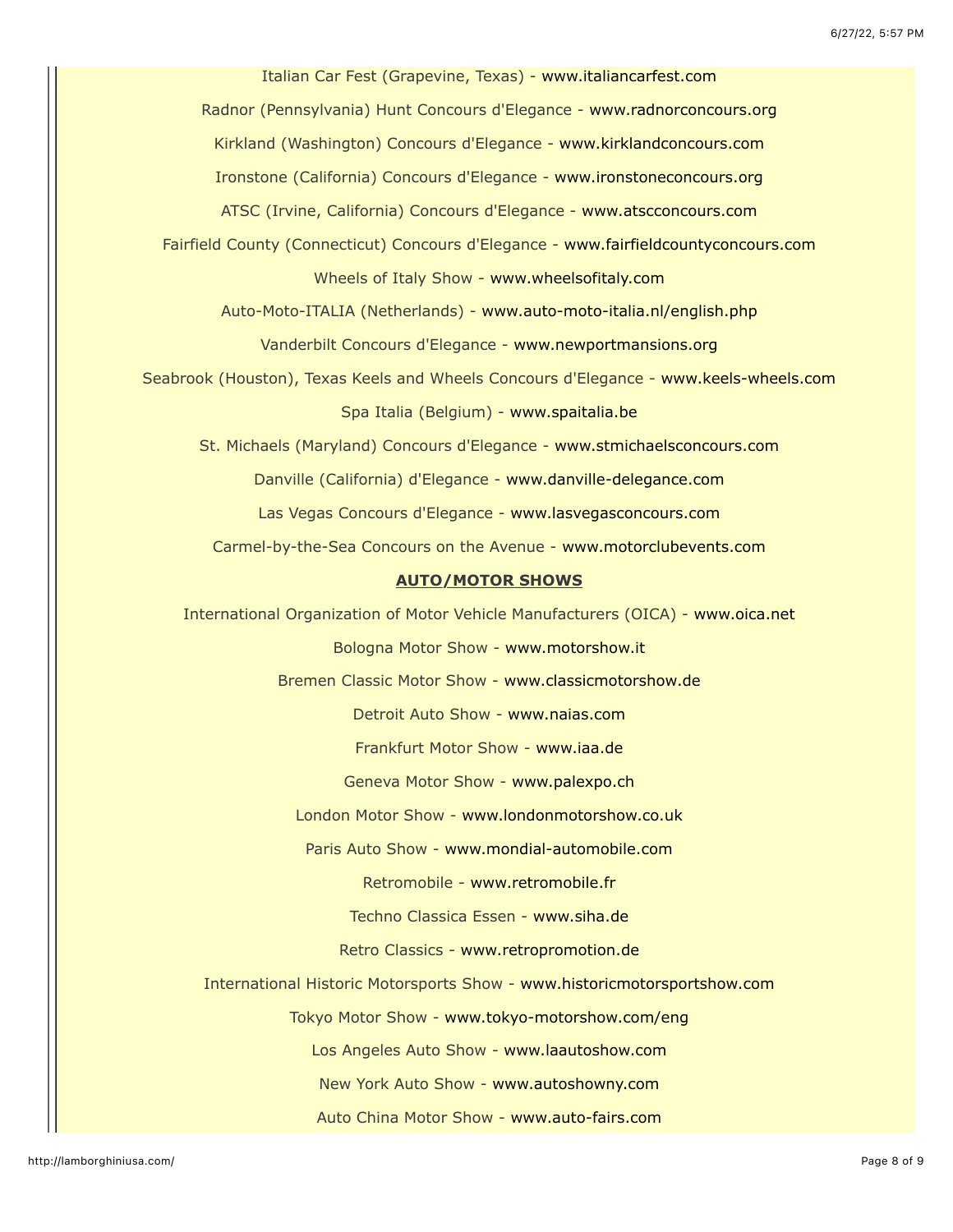Italian Car Fest (Grapevine, Texas) - www.italiancarfest.com

Radnor (Pennsylvania) Hunt Concours d'Elegance - www.radnorconcours.org

Kirkland (Washington) Concours d'Elegance - www.kirklandconcours.com

Ironstone (California) Concours d'Elegance - www.ironstoneconcours.org

ATSC (Irvine, California) Concours d'Elegance - www.atscconcours.com

Fairfield County (Connecticut) Concours d'Elegance - www.fairfieldcountyconcours.com

Wheels of Italy Show - www.wheelsofitaly.com

Auto-Moto-ITALIA (Netherlands) - www.auto-moto-italia.nl/english.php

Vanderbilt Concours d'Elegance - www.newportmansions.org

Seabrook (Houston), Texas Keels and Wheels Concours d'Elegance - www.keels-wheels.com

Spa Italia (Belgium) - www.spaitalia.be

St. Michaels (Maryland) Concours d'Elegance - www.stmichaelsconcours.com

Danville (California) d'Elegance - www.danville-delegance.com

Las Vegas Concours d'Elegance - www.lasvegasconcours.com

Carmel-by-the-Sea Concours on the Avenue - www.motorclubevents.com

## AUTO/MOTOR SHOWS

International Organization of Motor Vehicle Manufacturers (OICA) - www.oica.net

Bologna Motor Show - www.motorshow.it

Bremen Classic Motor Show - www.classicmotorshow.de

Detroit Auto Show - www.naias.com

Frankfurt Motor Show - www.iaa.de

Geneva Motor Show - www.palexpo.ch

London Motor Show - www.londonmotorshow.co.uk

Paris Auto Show - www.mondial-automobile.com

Retromobile - www.retromobile.fr

Techno Classica Essen - www.siha.de

Retro Classics - www.retropromotion.de

International Historic Motorsports Show - www.historicmotorsportshow.com

Tokyo Motor Show - www.tokyo-motorshow.com/eng

Los Angeles Auto Show - www.laautoshow.com

New York Auto Show - www.autoshowny.com

Auto China Motor Show - www.auto-fairs.com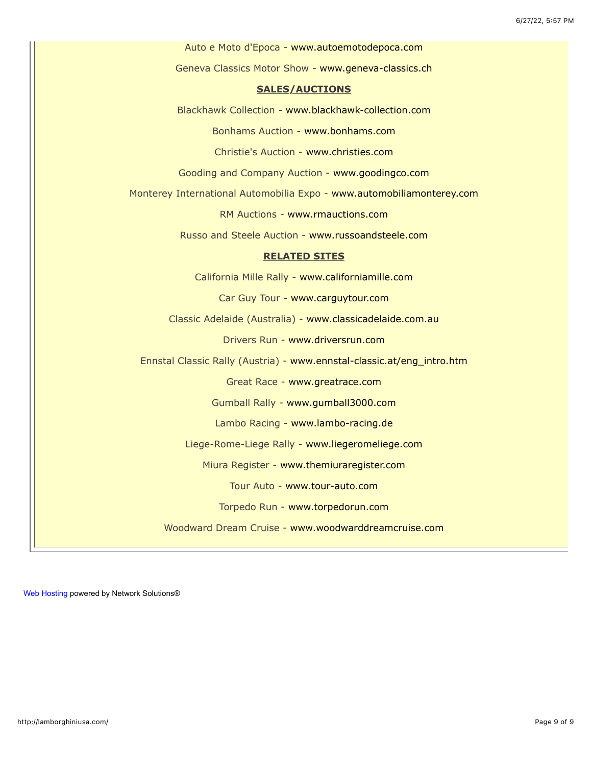Auto e Moto d'Epoca - www.autoemotodepoca.com

Geneva Classics Motor Show - www.geneva-classics.ch

**SALES/AUCTIONS**

Blackhawk Collection - www.blackhawk-collection.com

Bonhams Auction - www.bonhams.com

Christie's Auction - www.christies.com

Gooding and Company Auction - www.goodingco.com

Monterey International Automobilia Expo - www.automobiliamonterey.com

RM Auctions - www.rmauctions.com

Russo and Steele Auction - www.russoandsteele.com

**RELATED SITES**

California Mille Rally - www.californiamille.com

Car Guy Tour - www.carguytour.com

Classic Adelaide (Australia) - www.classicadelaide.com.au

Drivers Run - www.driversrun.com

Ennstal Classic Rally (Austria) - www.ennstal-classic.at/eng_intro.htm

Great Race - www.greatrace.com

Gumball Rally - www.gumball3000.com

Lambo Racing - www.lambo-racing.de

Liege-Rome-Liege Rally - www.liegeromeliege.com

Miura Register - www.themiuraregister.com

Tour Auto - www.tour-auto.com

Torpedo Run - www.torpedorun.com

Woodward Dream Cruise - www.woodwarddreamcruise.com

Web Hosting powered by Network Solutions®